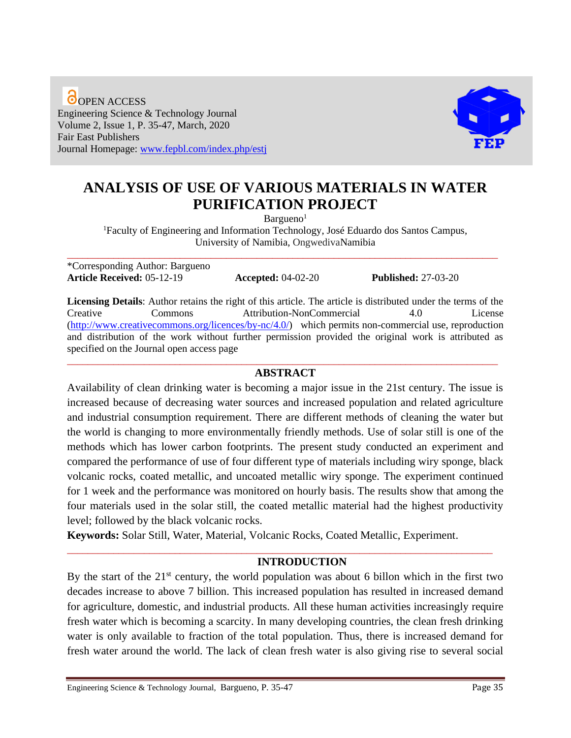OPEN ACCESS
Engineering Science & Technology Journal
Volume 2, Issue 1, P. 35-47, March, 2020
Fair East Publishers
Journal Homepage: www.fepbl.com/index.php/estj

# ANALYSIS OF USE OF VARIOUS MATERIALS IN WATER PURIFICATION PROJECT

Bargueno[1]

[1]Faculty of Engineering and Information Technology, José Eduardo dos Santos Campus, University of Namibia, OngwedivaNamibia

---

*Corresponding Author: Bargueno

**Article Received:** 05-12-19 **Accepted:** 04-02-20 **Published:** 27-03-20

**Licensing Details**: Author retains the right of this article. The article is distributed under the terms of the Creative Commons Attribution-NonCommercial 4.0 License (http://www.creativecommons.org/licences/by-nc/4.0/) which permits non-commercial use, reproduction and distribution of the work without further permission provided the original work is attributed as specified on the Journal open access page

---

## ABSTRACT

Availability of clean drinking water is becoming a major issue in the 21st century. The issue is increased because of decreasing water sources and increased population and related agriculture and industrial consumption requirement. There are different methods of cleaning the water but the world is changing to more environmentally friendly methods. Use of solar still is one of the methods which has lower carbon footprints. The present study conducted an experiment and compared the performance of use of four different type of materials including wiry sponge, black volcanic rocks, coated metallic, and uncoated metallic wiry sponge. The experiment continued for 1 week and the performance was monitored on hourly basis. The results show that among the four materials used in the solar still, the coated metallic material had the highest productivity level; followed by the black volcanic rocks.

**Keywords:** Solar Still, Water, Material, Volcanic Rocks, Coated Metallic, Experiment.

---

## INTRODUCTION

By the start of the 21st century, the world population was about 6 billon which in the first two decades increase to above 7 billion. This increased population has resulted in increased demand for agriculture, domestic, and industrial products. All these human activities increasingly require fresh water which is becoming a scarcity. In many developing countries, the clean fresh drinking water is only available to fraction of the total population. Thus, there is increased demand for fresh water around the world. The lack of clean fresh water is also giving rise to several social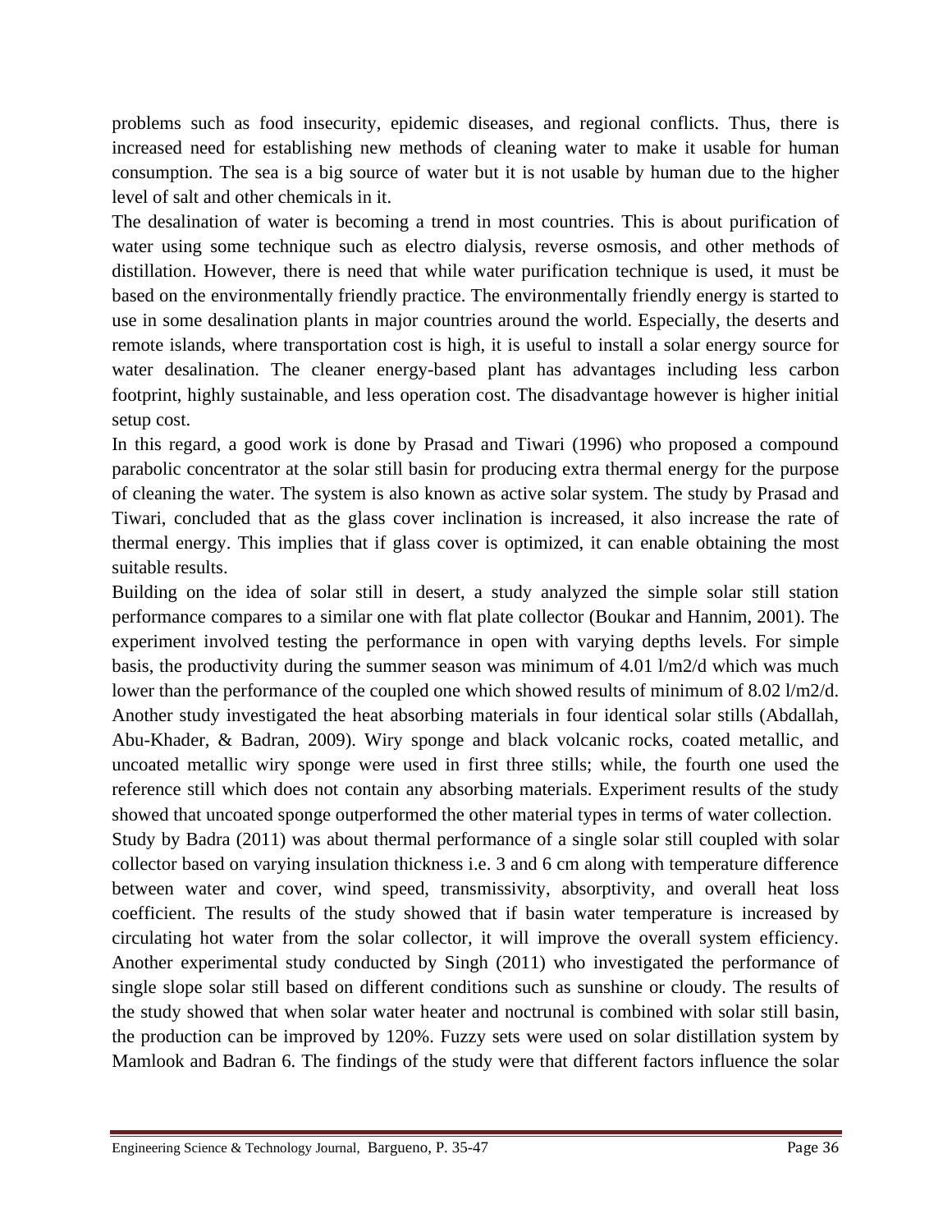problems such as food insecurity, epidemic diseases, and regional conflicts. Thus, there is increased need for establishing new methods of cleaning water to make it usable for human consumption. The sea is a big source of water but it is not usable by human due to the higher level of salt and other chemicals in it.

The desalination of water is becoming a trend in most countries. This is about purification of water using some technique such as electro dialysis, reverse osmosis, and other methods of distillation. However, there is need that while water purification technique is used, it must be based on the environmentally friendly practice. The environmentally friendly energy is started to use in some desalination plants in major countries around the world. Especially, the deserts and remote islands, where transportation cost is high, it is useful to install a solar energy source for water desalination. The cleaner energy-based plant has advantages including less carbon footprint, highly sustainable, and less operation cost. The disadvantage however is higher initial setup cost.

In this regard, a good work is done by Prasad and Tiwari (1996) who proposed a compound parabolic concentrator at the solar still basin for producing extra thermal energy for the purpose of cleaning the water. The system is also known as active solar system. The study by Prasad and Tiwari, concluded that as the glass cover inclination is increased, it also increase the rate of thermal energy. This implies that if glass cover is optimized, it can enable obtaining the most suitable results.

Building on the idea of solar still in desert, a study analyzed the simple solar still station performance compares to a similar one with flat plate collector (Boukar and Hannim, 2001). The experiment involved testing the performance in open with varying depths levels. For simple basis, the productivity during the summer season was minimum of 4.01 l/m2/d which was much lower than the performance of the coupled one which showed results of minimum of 8.02 l/m2/d. Another study investigated the heat absorbing materials in four identical solar stills (Abdallah, Abu-Khader, & Badran, 2009). Wiry sponge and black volcanic rocks, coated metallic, and uncoated metallic wiry sponge were used in first three stills; while, the fourth one used the reference still which does not contain any absorbing materials. Experiment results of the study showed that uncoated sponge outperformed the other material types in terms of water collection.

Study by Badra (2011) was about thermal performance of a single solar still coupled with solar collector based on varying insulation thickness i.e. 3 and 6 cm along with temperature difference between water and cover, wind speed, transmissivity, absorptivity, and overall heat loss coefficient. The results of the study showed that if basin water temperature is increased by circulating hot water from the solar collector, it will improve the overall system efficiency. Another experimental study conducted by Singh (2011) who investigated the performance of single slope solar still based on different conditions such as sunshine or cloudy. The results of the study showed that when solar water heater and noctrunal is combined with solar still basin, the production can be improved by 120%. Fuzzy sets were used on solar distillation system by Mamlook and Badran 6. The findings of the study were that different factors influence the solar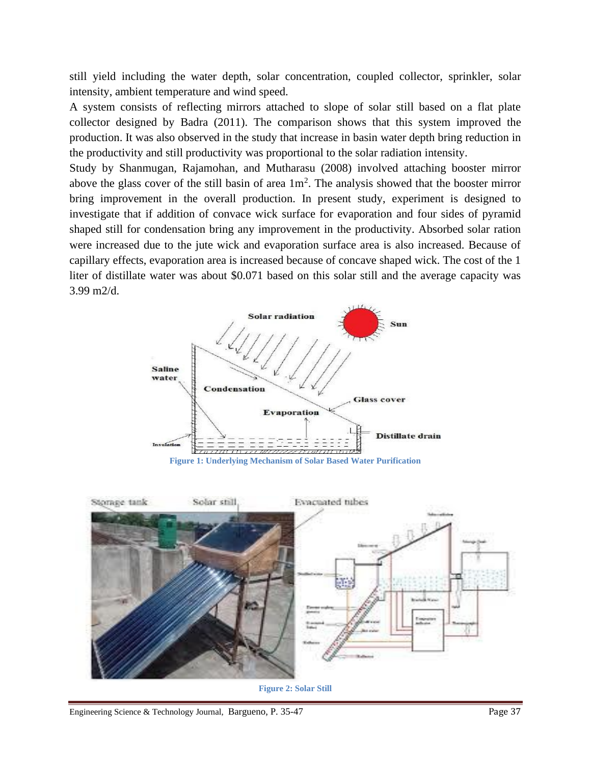still yield including the water depth, solar concentration, coupled collector, sprinkler, solar intensity, ambient temperature and wind speed.

A system consists of reflecting mirrors attached to slope of solar still based on a flat plate collector designed by Badra (2011). The comparison shows that this system improved the production. It was also observed in the study that increase in basin water depth bring reduction in the productivity and still productivity was proportional to the solar radiation intensity.

Study by Shanmugan, Rajamohan, and Mutharasu (2008) involved attaching booster mirror above the glass cover of the still basin of area $1m^2$. The analysis showed that the booster mirror bring improvement in the overall production. In present study, experiment is designed to investigate that if addition of convace wick surface for evaporation and four sides of pyramid shaped still for condensation bring any improvement in the productivity. Absorbed solar ration were increased due to the jute wick and evaporation surface area is also increased. Because of capillary effects, evaporation area is increased because of concave shaped wick. The cost of the 1 liter of distillate water was about \$0.071 based on this solar still and the average capacity was 3.99 m2/d.

**Figure 1: Underlying Mechanism of Solar Based Water Purification**

**Figure 2: Solar Still**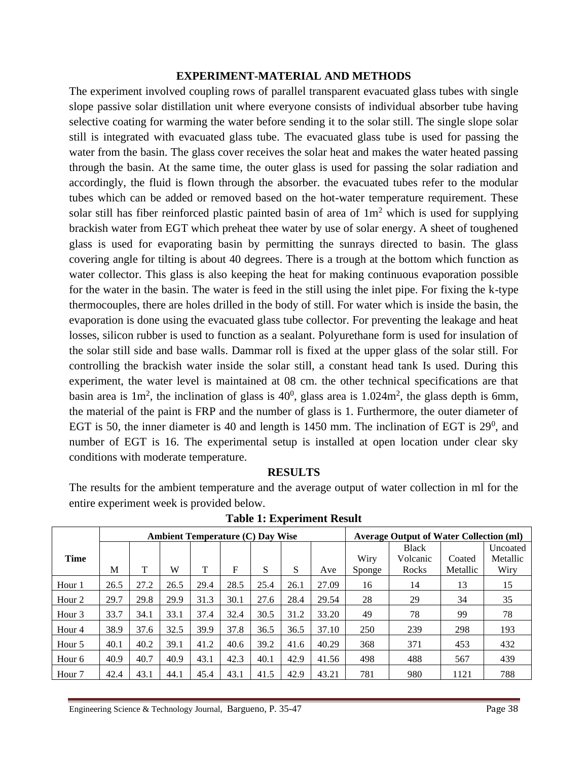## EXPERIMENT-MATERIAL AND METHODS

The experiment involved coupling rows of parallel transparent evacuated glass tubes with single slope passive solar distillation unit where everyone consists of individual absorber tube having selective coating for warming the water before sending it to the solar still. The single slope solar still is integrated with evacuated glass tube. The evacuated glass tube is used for passing the water from the basin. The glass cover receives the solar heat and makes the water heated passing through the basin. At the same time, the outer glass is used for passing the solar radiation and accordingly, the fluid is flown through the absorber. the evacuated tubes refer to the modular tubes which can be added or removed based on the hot-water temperature requirement. These solar still has fiber reinforced plastic painted basin of area of $1m^2$ which is used for supplying brackish water from EGT which preheat thee water by use of solar energy. A sheet of toughened glass is used for evaporating basin by permitting the sunrays directed to basin. The glass covering angle for tilting is about 40 degrees. There is a trough at the bottom which function as water collector. This glass is also keeping the heat for making continuous evaporation possible for the water in the basin. The water is feed in the still using the inlet pipe. For fixing the k-type thermocouples, there are holes drilled in the body of still. For water which is inside the basin, the evaporation is done using the evacuated glass tube collector. For preventing the leakage and heat losses, silicon rubber is used to function as a sealant. Polyurethane form is used for insulation of the solar still side and base walls. Dammar roll is fixed at the upper glass of the solar still. For controlling the brackish water inside the solar still, a constant head tank Is used. During this experiment, the water level is maintained at 08 cm. the other technical specifications are that basin area is $1m^2$, the inclination of glass is $40^0$, glass area is $1.024m^2$, the glass depth is 6mm, the material of the paint is FRP and the number of glass is 1. Furthermore, the outer diameter of EGT is 50, the inner diameter is 40 and length is 1450 mm. The inclination of EGT is $29^0$, and number of EGT is 16. The experimental setup is installed at open location under clear sky conditions with moderate temperature.

## RESULTS

The results for the ambient temperature and the average output of water collection in ml for the entire experiment week is provided below.

**Table 1: Experiment Result**

| Time | Ambient Temperature (C) Day Wise | | | | | | | | Average Output of Water Collection (ml) | | | |
|---|---|---|---|---|---|---|---|---|---|---|---|---|
| | M | T | W | T | F | S | S | Ave | Wiry Sponge | Black Volcanic Rocks | Coated Metallic | Uncoated Metallic Wiry |
| Hour 1 | 26.5 | 27.2 | 26.5 | 29.4 | 28.5 | 25.4 | 26.1 | 27.09 | 16 | 14 | 13 | 15 |
| Hour 2 | 29.7 | 29.8 | 29.9 | 31.3 | 30.1 | 27.6 | 28.4 | 29.54 | 28 | 29 | 34 | 35 |
| Hour 3 | 33.7 | 34.1 | 33.1 | 37.4 | 32.4 | 30.5 | 31.2 | 33.20 | 49 | 78 | 99 | 78 |
| Hour 4 | 38.9 | 37.6 | 32.5 | 39.9 | 37.8 | 36.5 | 36.5 | 37.10 | 250 | 239 | 298 | 193 |
| Hour 5 | 40.1 | 40.2 | 39.1 | 41.2 | 40.6 | 39.2 | 41.6 | 40.29 | 368 | 371 | 453 | 432 |
| Hour 6 | 40.9 | 40.7 | 40.9 | 43.1 | 42.3 | 40.1 | 42.9 | 41.56 | 498 | 488 | 567 | 439 |
| Hour 7 | 42.4 | 43.1 | 44.1 | 45.4 | 43.1 | 41.5 | 42.9 | 43.21 | 781 | 980 | 1121 | 788 |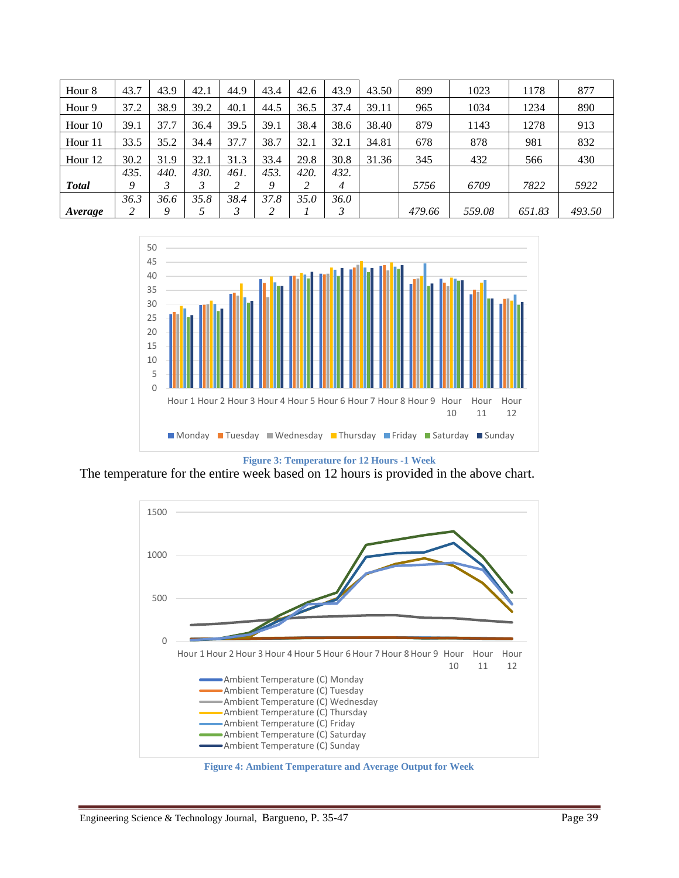| Hour 8 | 43.7 | 43.9 | 42.1 | 44.9 | 43.4 | 42.6 | 43.9 | 43.50 | 899 | 1023 | 1178 | 877 |
|---|---|---|---|---|---|---|---|---|---|---|---|---|
| Hour 9 | 37.2 | 38.9 | 39.2 | 40.1 | 44.5 | 36.5 | 37.4 | 39.11 | 965 | 1034 | 1234 | 890 |
| Hour 10 | 39.1 | 37.7 | 36.4 | 39.5 | 39.1 | 38.4 | 38.6 | 38.40 | 879 | 1143 | 1278 | 913 |
| Hour 11 | 33.5 | 35.2 | 34.4 | 37.7 | 38.7 | 32.1 | 32.1 | 34.81 | 678 | 878 | 981 | 832 |
| Hour 12 | 30.2 | 31.9 | 32.1 | 31.3 | 33.4 | 29.8 | 30.8 | 31.36 | 345 | 432 | 566 | 430 |
| ***Total*** | *435.9* | *440.3* | *430.3* | *461.2* | *453.9* | *420.2* | *432.4* | | *5756* | *6709* | *7822* | *5922* |
| ***Average*** | *36.32* | *36.69* | *35.85* | *38.43* | *37.82* | *35.01* | *36.03* | | *479.66* | *559.08* | *651.83* | *493.50* |

**Figure 3: Temperature for 12 Hours -1 Week**

The temperature for the entire week based on 12 hours is provided in the above chart.

**Figure 4: Ambient Temperature and Average Output for Week**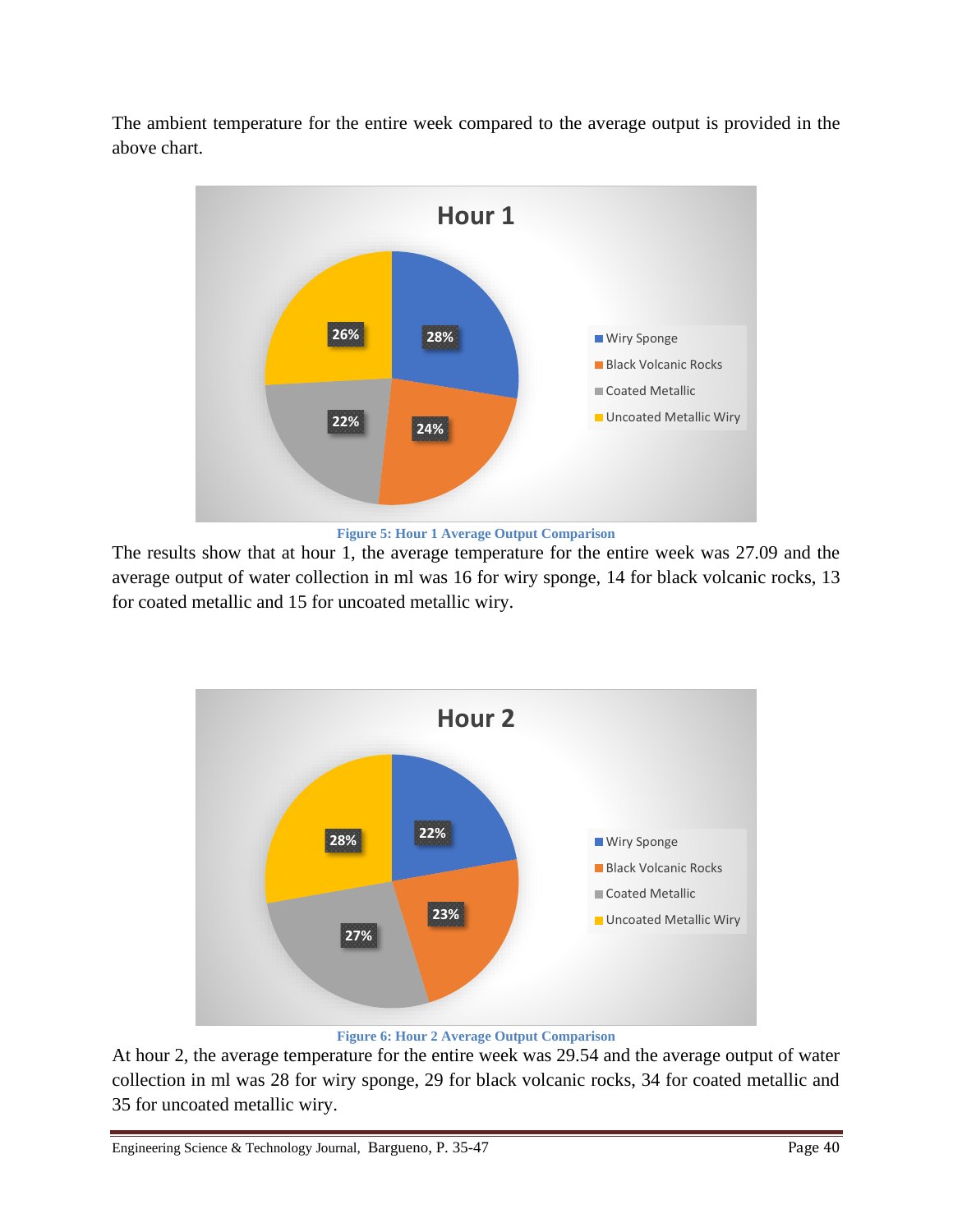The ambient temperature for the entire week compared to the average output is provided in the above chart.

**Figure 5: Hour 1 Average Output Comparison**

The results show that at hour 1, the average temperature for the entire week was 27.09 and the average output of water collection in ml was 16 for wiry sponge, 14 for black volcanic rocks, 13 for coated metallic and 15 for uncoated metallic wiry.

**Figure 6: Hour 2 Average Output Comparison**

At hour 2, the average temperature for the entire week was 29.54 and the average output of water collection in ml was 28 for wiry sponge, 29 for black volcanic rocks, 34 for coated metallic and 35 for uncoated metallic wiry.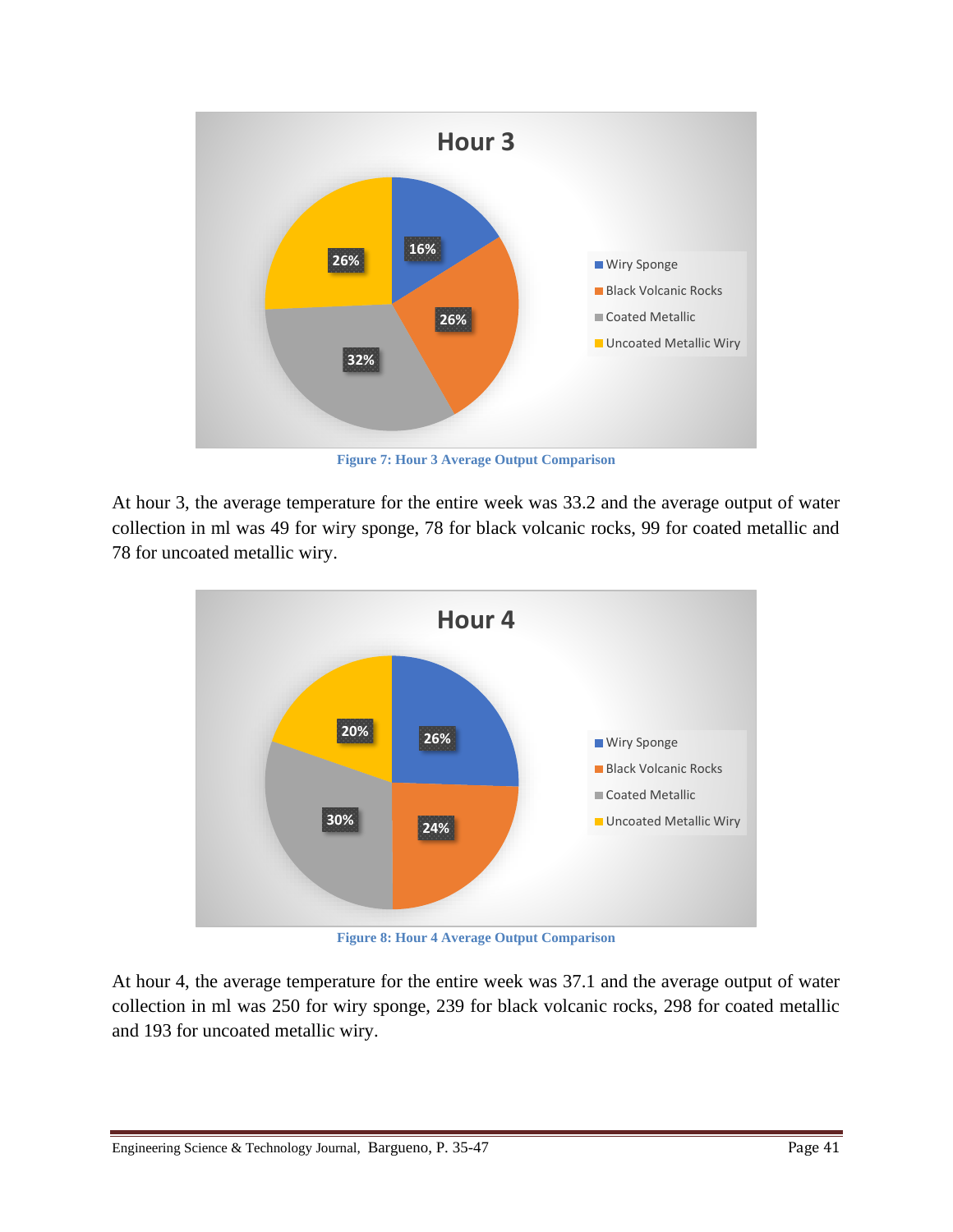Figure 7: Hour 3 Average Output Comparison

At hour 3, the average temperature for the entire week was 33.2 and the average output of water collection in ml was 49 for wiry sponge, 78 for black volcanic rocks, 99 for coated metallic and 78 for uncoated metallic wiry.

Figure 8: Hour 4 Average Output Comparison

At hour 4, the average temperature for the entire week was 37.1 and the average output of water collection in ml was 250 for wiry sponge, 239 for black volcanic rocks, 298 for coated metallic and 193 for uncoated metallic wiry.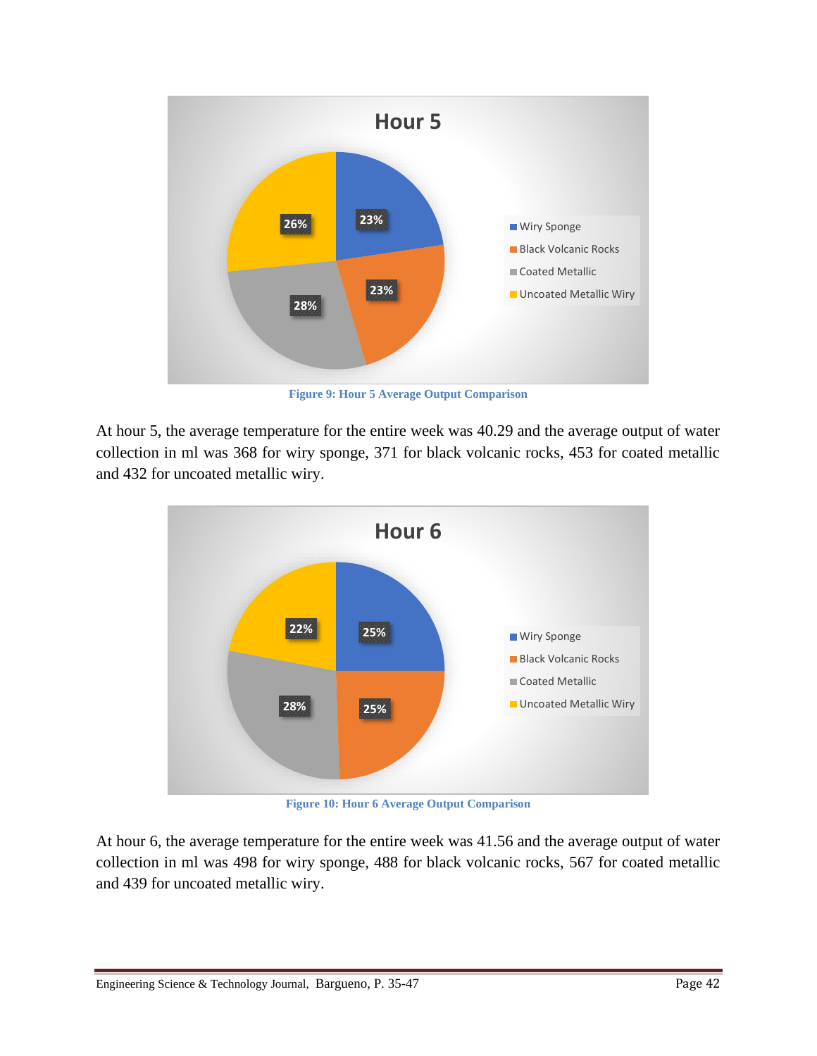Figure 9: Hour 5 Average Output Comparison

At hour 5, the average temperature for the entire week was 40.29 and the average output of water collection in ml was 368 for wiry sponge, 371 for black volcanic rocks, 453 for coated metallic and 432 for uncoated metallic wiry.

Figure 10: Hour 6 Average Output Comparison

At hour 6, the average temperature for the entire week was 41.56 and the average output of water collection in ml was 498 for wiry sponge, 488 for black volcanic rocks, 567 for coated metallic and 439 for uncoated metallic wiry.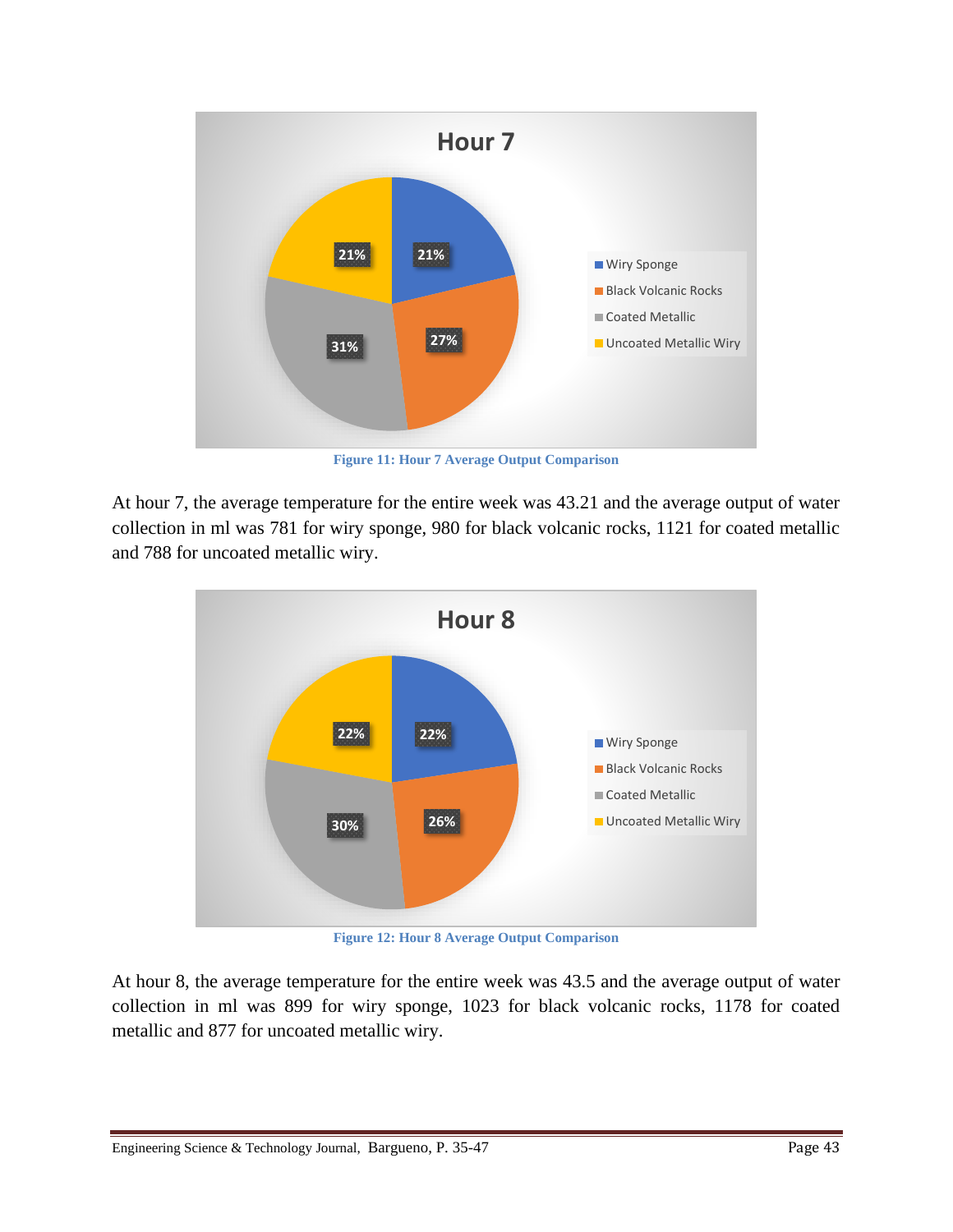Figure 11: Hour 7 Average Output Comparison

At hour 7, the average temperature for the entire week was 43.21 and the average output of water collection in ml was 781 for wiry sponge, 980 for black volcanic rocks, 1121 for coated metallic and 788 for uncoated metallic wiry.

Figure 12: Hour 8 Average Output Comparison

At hour 8, the average temperature for the entire week was 43.5 and the average output of water collection in ml was 899 for wiry sponge, 1023 for black volcanic rocks, 1178 for coated metallic and 877 for uncoated metallic wiry.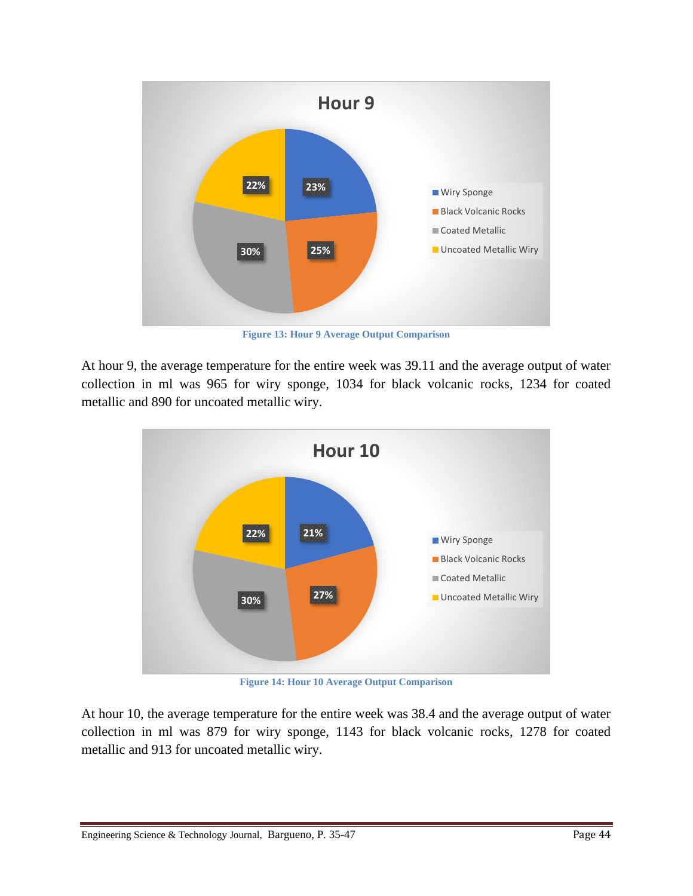Figure 13: Hour 9 Average Output Comparison

At hour 9, the average temperature for the entire week was 39.11 and the average output of water collection in ml was 965 for wiry sponge, 1034 for black volcanic rocks, 1234 for coated metallic and 890 for uncoated metallic wiry.

Figure 14: Hour 10 Average Output Comparison

At hour 10, the average temperature for the entire week was 38.4 and the average output of water collection in ml was 879 for wiry sponge, 1143 for black volcanic rocks, 1278 for coated metallic and 913 for uncoated metallic wiry.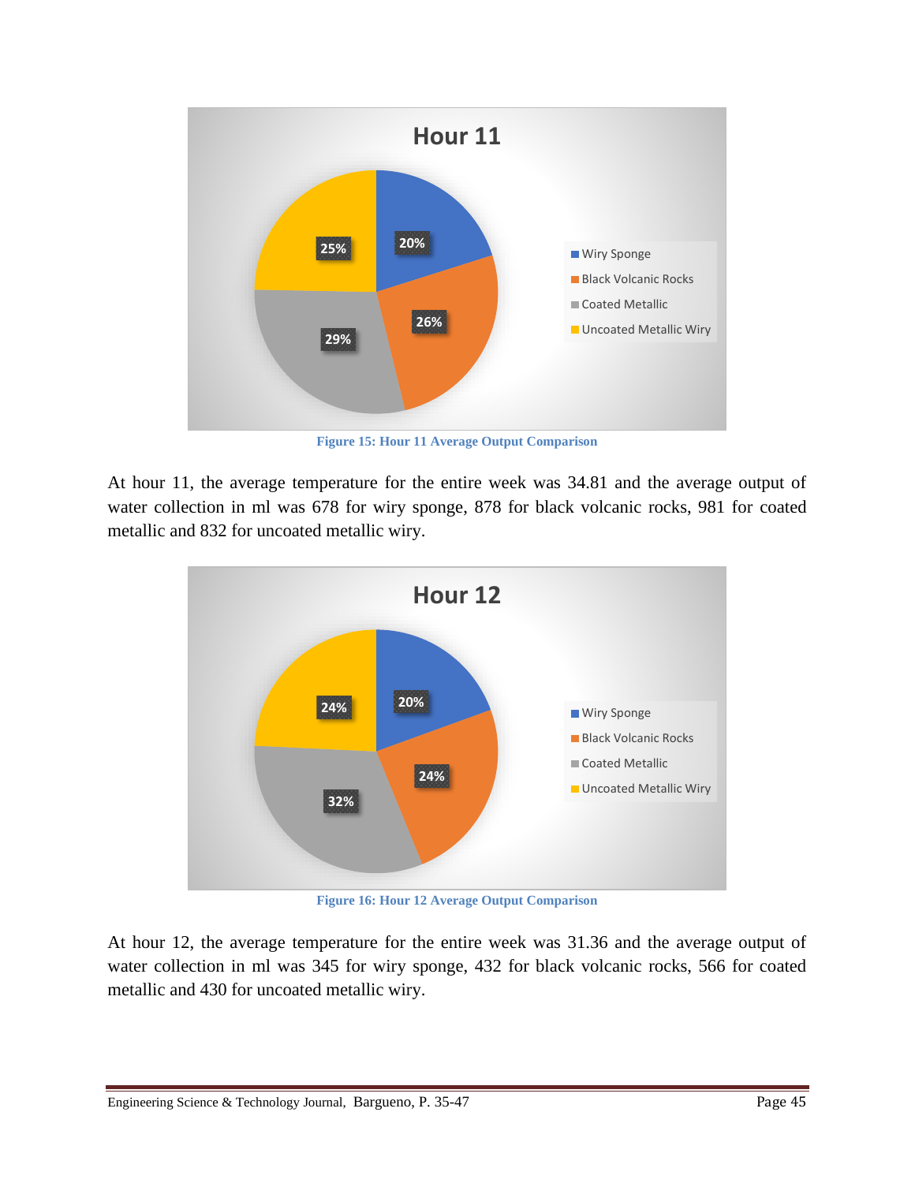Figure 15: Hour 11 Average Output Comparison

At hour 11, the average temperature for the entire week was 34.81 and the average output of water collection in ml was 678 for wiry sponge, 878 for black volcanic rocks, 981 for coated metallic and 832 for uncoated metallic wiry.

Figure 16: Hour 12 Average Output Comparison

At hour 12, the average temperature for the entire week was 31.36 and the average output of water collection in ml was 345 for wiry sponge, 432 for black volcanic rocks, 566 for coated metallic and 430 for uncoated metallic wiry.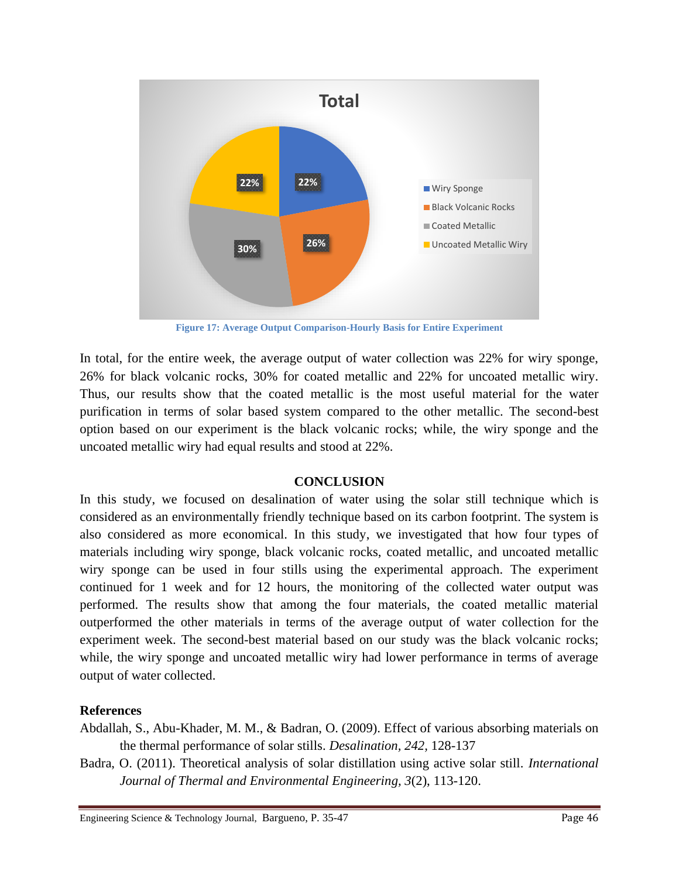Figure 17: Average Output Comparison-Hourly Basis for Entire Experiment

In total, for the entire week, the average output of water collection was 22% for wiry sponge, 26% for black volcanic rocks, 30% for coated metallic and 22% for uncoated metallic wiry. Thus, our results show that the coated metallic is the most useful material for the water purification in terms of solar based system compared to the other metallic. The second-best option based on our experiment is the black volcanic rocks; while, the wiry sponge and the uncoated metallic wiry had equal results and stood at 22%.

## CONCLUSION

In this study, we focused on desalination of water using the solar still technique which is considered as an environmentally friendly technique based on its carbon footprint. The system is also considered as more economical. In this study, we investigated that how four types of materials including wiry sponge, black volcanic rocks, coated metallic, and uncoated metallic wiry sponge can be used in four stills using the experimental approach. The experiment continued for 1 week and for 12 hours, the monitoring of the collected water output was performed. The results show that among the four materials, the coated metallic material outperformed the other materials in terms of the average output of water collection for the experiment week. The second-best material based on our study was the black volcanic rocks; while, the wiry sponge and uncoated metallic wiry had lower performance in terms of average output of water collected.

## References

Abdallah, S., Abu-Khader, M. M., & Badran, O. (2009). Effect of various absorbing materials on the thermal performance of solar stills. *Desalination*, *242*, 128-137

Badra, O. (2011). Theoretical analysis of solar distillation using active solar still. *International Journal of Thermal and Environmental Engineering*, *3*(2), 113-120.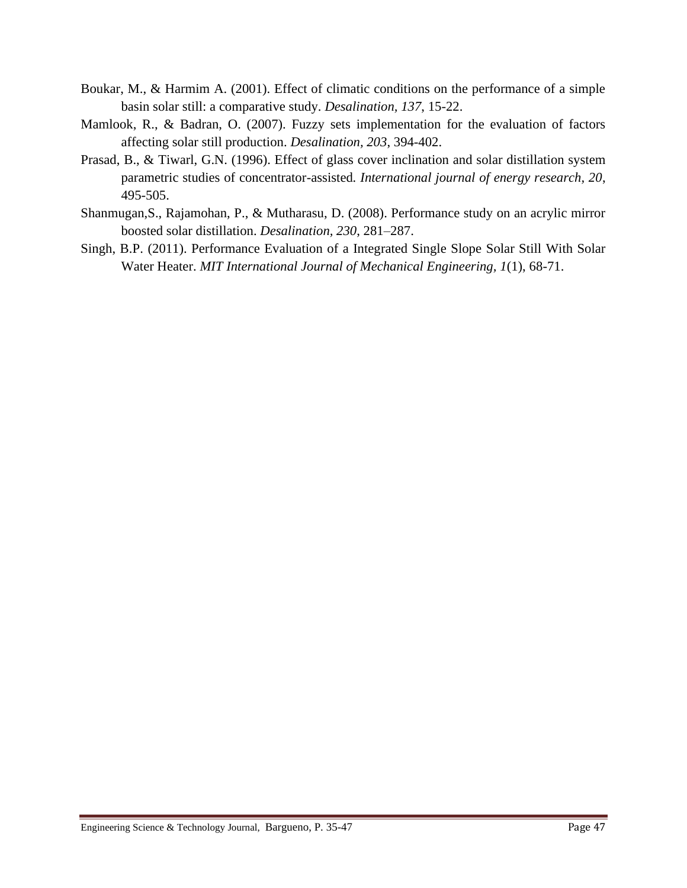Boukar, M., & Harmim A. (2001). Effect of climatic conditions on the performance of a simple basin solar still: a comparative study. *Desalination, 137*, 15-22.

Mamlook, R., & Badran, O. (2007). Fuzzy sets implementation for the evaluation of factors affecting solar still production. *Desalination, 203*, 394-402.

Prasad, B., & Tiwarl, G.N. (1996). Effect of glass cover inclination and solar distillation system parametric studies of concentrator-assisted. *International journal of energy research, 20*, 495-505.

Shanmugan,S., Rajamohan, P., & Mutharasu, D. (2008). Performance study on an acrylic mirror boosted solar distillation. *Desalination, 230*, 281–287.

Singh, B.P. (2011). Performance Evaluation of a Integrated Single Slope Solar Still With Solar Water Heater. *MIT International Journal of Mechanical Engineering, 1*(1), 68-71.